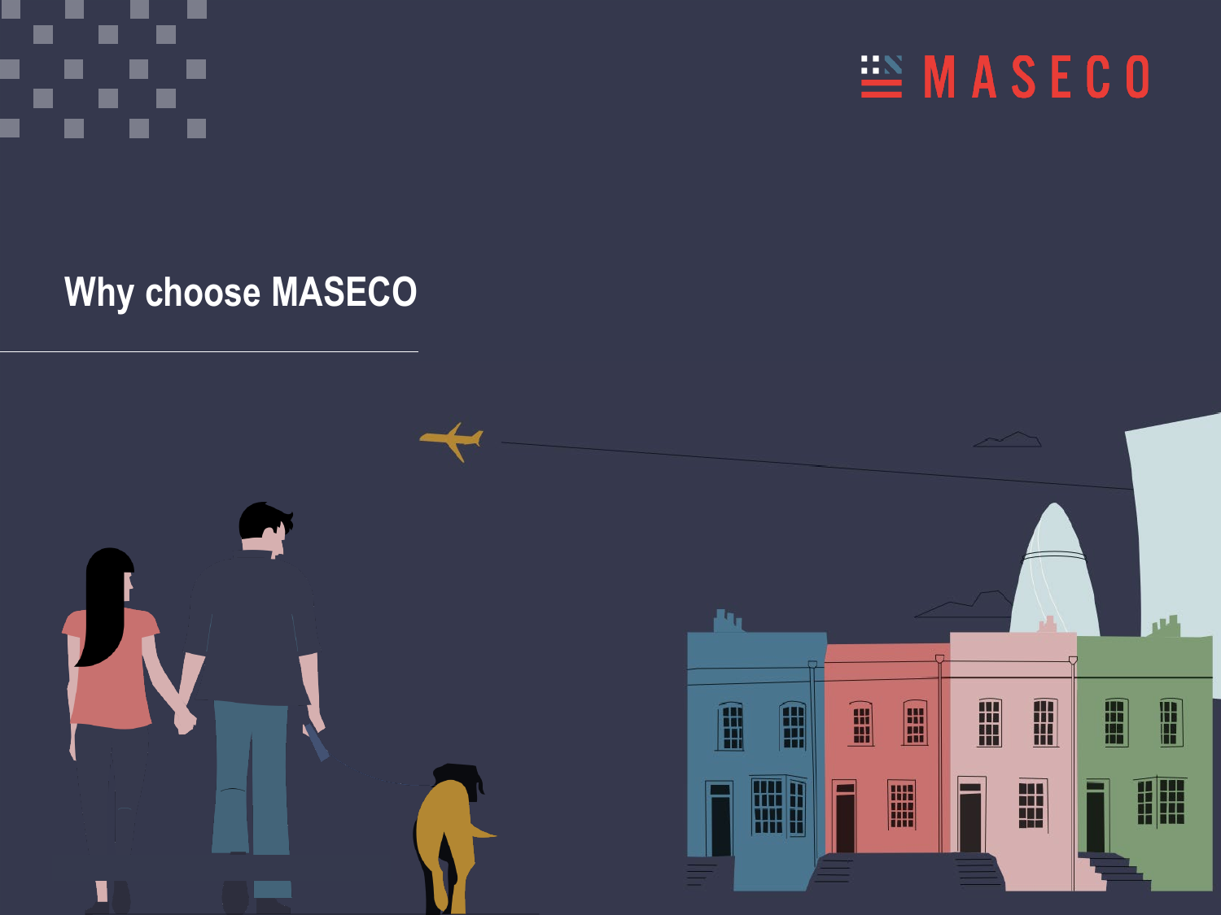MASECO

# Why choose MASECO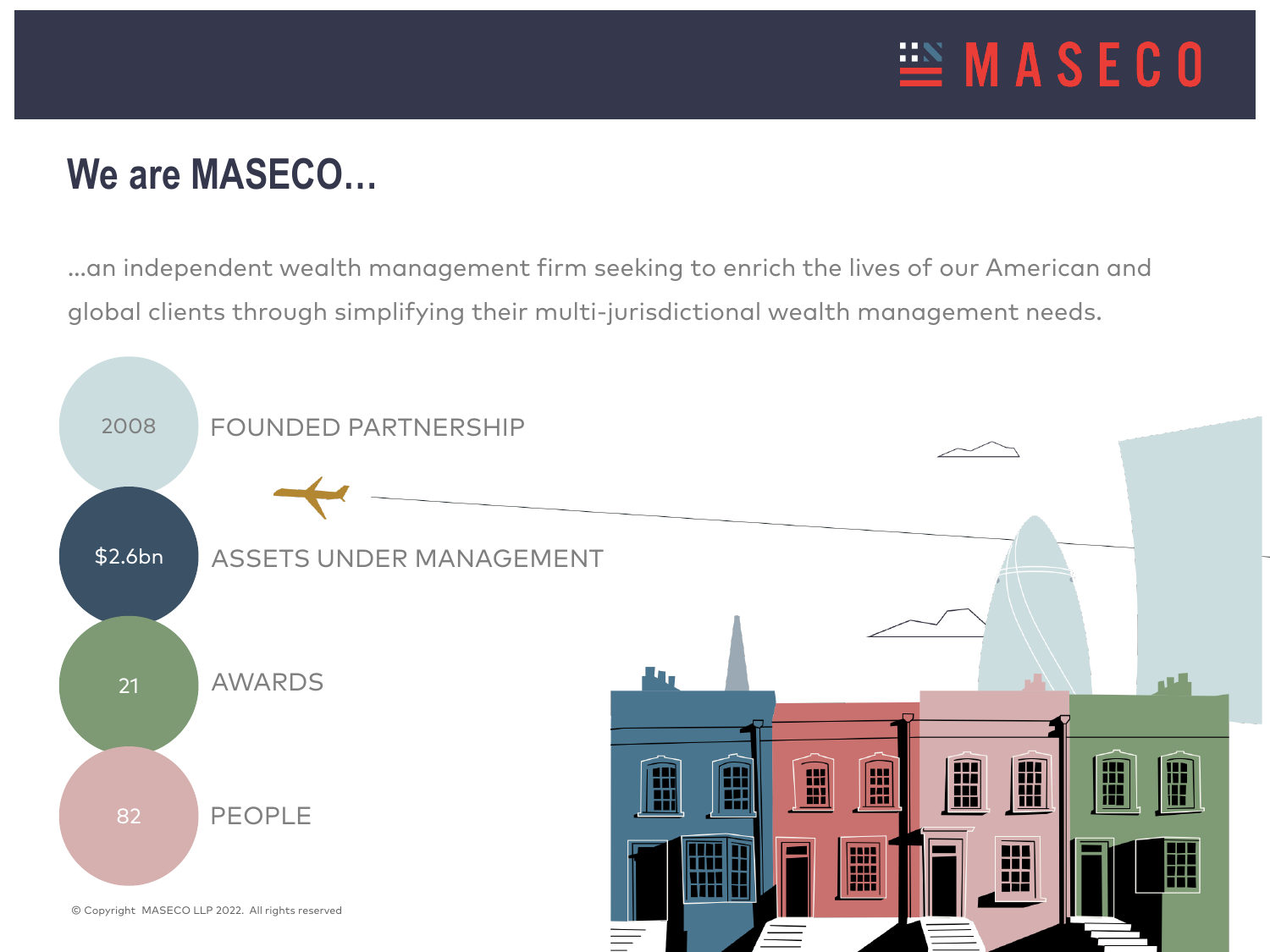# We are MASECO…

…an independent wealth management firm seeking to enrich the lives of our American and global clients through simplifying their multi-jurisdictional wealth management needs.

- **2008** FOUNDED PARTNERSHIP
- **$2.6bn** ASSETS UNDER MANAGEMENT
- **21** AWARDS
- **82** PEOPLE

© Copyright MASECO LLP 2022. All rights reserved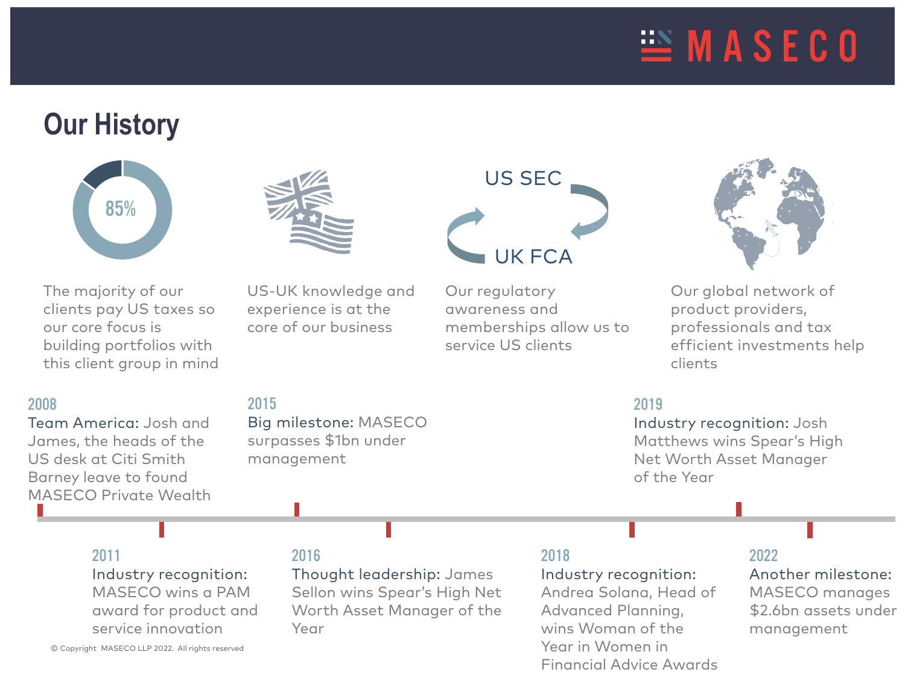# Our History

85%

The majority of our clients pay US taxes so our core focus is building portfolios with this client group in mind

US-UK knowledge and experience is at the core of our business

US SEC

UK FCA

Our regulatory awareness and memberships allow us to service US clients

Our global network of product providers, professionals and tax efficient investments help clients

**2008**
**Team America:** Josh and James, the heads of the US desk at Citi Smith Barney leave to found MASECO Private Wealth

**2011**
**Industry recognition:** MASECO wins a PAM award for product and service innovation

**2015**
**Big milestone:** MASECO surpasses $1bn under management

**2016**
**Thought leadership:** James Sellon wins Spear's High Net Worth Asset Manager of the Year

**2018**
**Industry recognition:** Andrea Solana, Head of Advanced Planning, wins Woman of the Year in Women in Financial Advice Awards

**2019**
**Industry recognition:** Josh Matthews wins Spear's High Net Worth Asset Manager of the Year

**2022**
**Another milestone:** MASECO manages $2.6bn assets under management

© Copyright MASECO LLP 2022. All rights reserved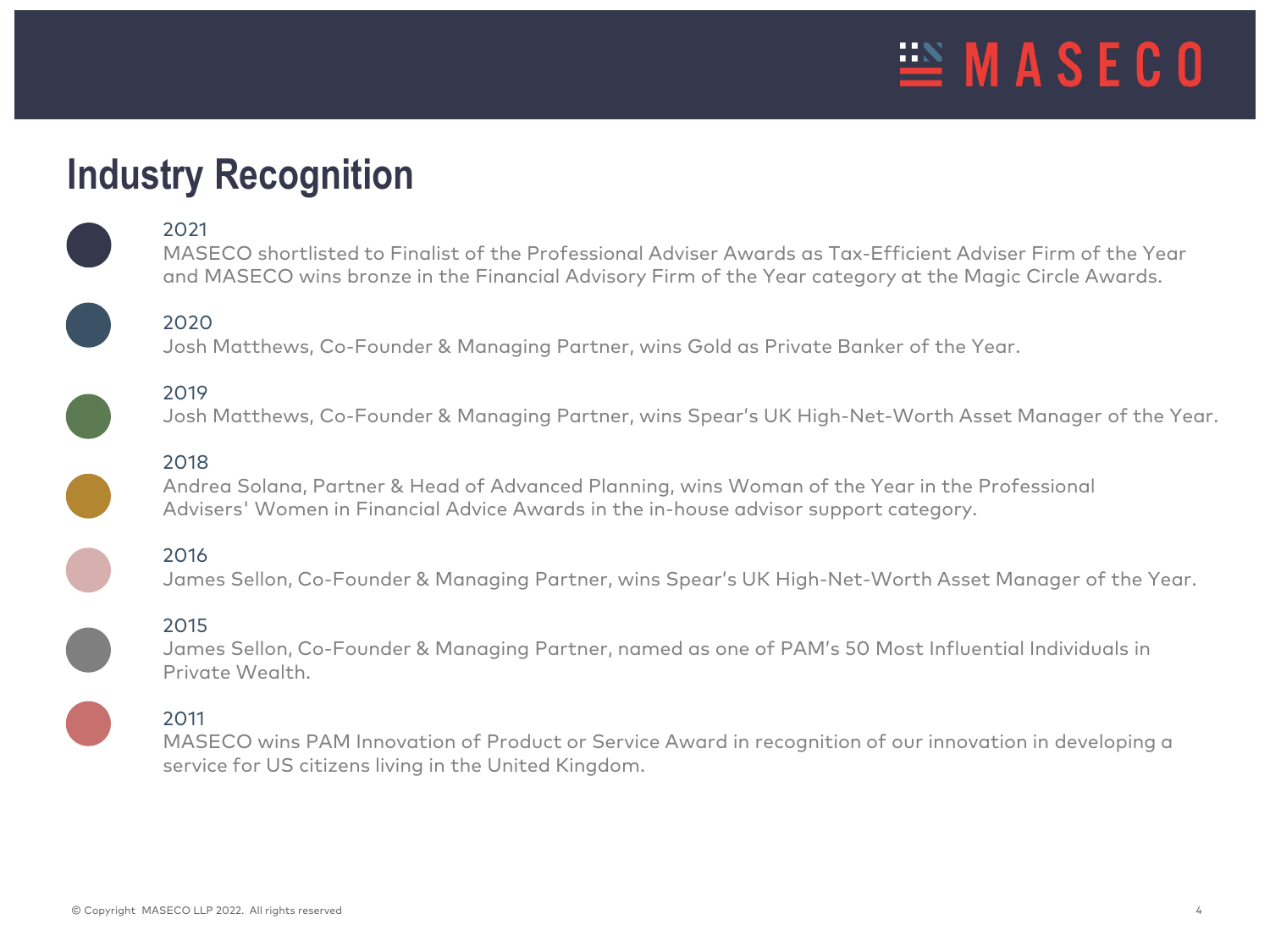# Industry Recognition

**2021**
MASECO shortlisted to Finalist of the Professional Adviser Awards as Tax-Efficient Adviser Firm of the Year and MASECO wins bronze in the Financial Advisory Firm of the Year category at the Magic Circle Awards.

**2020**
Josh Matthews, Co-Founder & Managing Partner, wins Gold as Private Banker of the Year.

**2019**
Josh Matthews, Co-Founder & Managing Partner, wins Spear's UK High-Net-Worth Asset Manager of the Year.

**2018**
Andrea Solana, Partner & Head of Advanced Planning, wins Woman of the Year in the Professional Advisers' Women in Financial Advice Awards in the in-house advisor support category.

**2016**
James Sellon, Co-Founder & Managing Partner, wins Spear's UK High-Net-Worth Asset Manager of the Year.

**2015**
James Sellon, Co-Founder & Managing Partner, named as one of PAM's 50 Most Influential Individuals in Private Wealth.

**2011**
MASECO wins PAM Innovation of Product or Service Award in recognition of our innovation in developing a service for US citizens living in the United Kingdom.

© Copyright MASECO LLP 2022. All rights reserved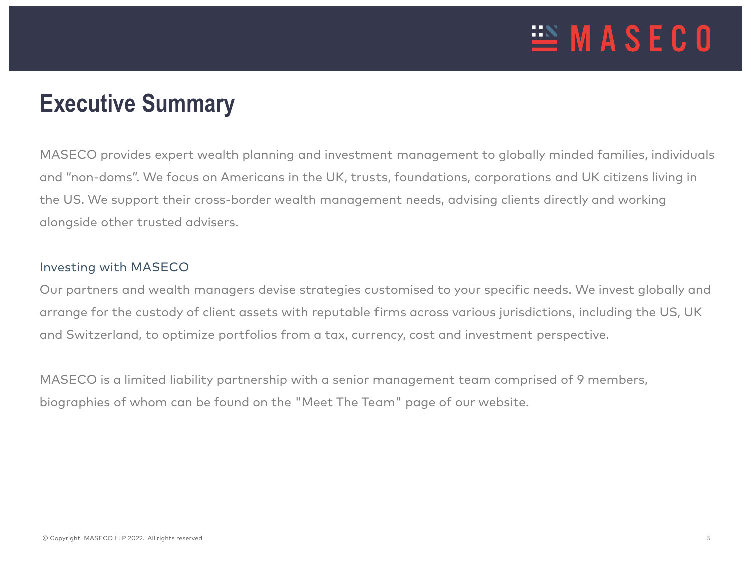# Executive Summary

MASECO provides expert wealth planning and investment management to globally minded families, individuals and "non-doms". We focus on Americans in the UK, trusts, foundations, corporations and UK citizens living in the US. We support their cross-border wealth management needs, advising clients directly and working alongside other trusted advisers.

## Investing with MASECO

Our partners and wealth managers devise strategies customised to your specific needs. We invest globally and arrange for the custody of client assets with reputable firms across various jurisdictions, including the US, UK and Switzerland, to optimize portfolios from a tax, currency, cost and investment perspective.

MASECO is a limited liability partnership with a senior management team comprised of 9 members, biographies of whom can be found on the "Meet The Team" page of our website.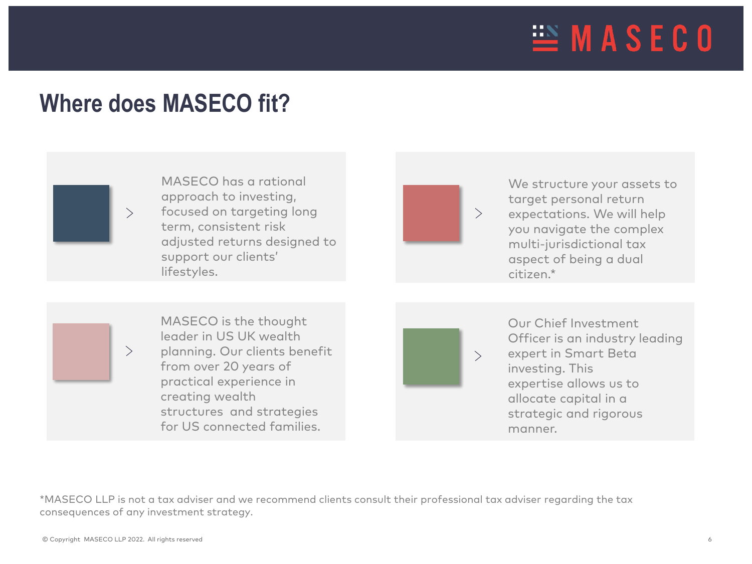# Where does MASECO fit?

- MASECO has a rational approach to investing, focused on targeting long term, consistent risk adjusted returns designed to support our clients' lifestyles.

- We structure your assets to target personal return expectations. We will help you navigate the complex multi-jurisdictional tax aspect of being a dual citizen.*

- MASECO is the thought leader in US UK wealth planning. Our clients benefit from over 20 years of practical experience in creating wealth structures and strategies for US connected families.

- Our Chief Investment Officer is an industry leading expert in Smart Beta investing. This expertise allows us to allocate capital in a strategic and rigorous manner.

*MASECO LLP is not a tax adviser and we recommend clients consult their professional tax adviser regarding the tax consequences of any investment strategy.

© Copyright MASECO LLP 2022. All rights reserved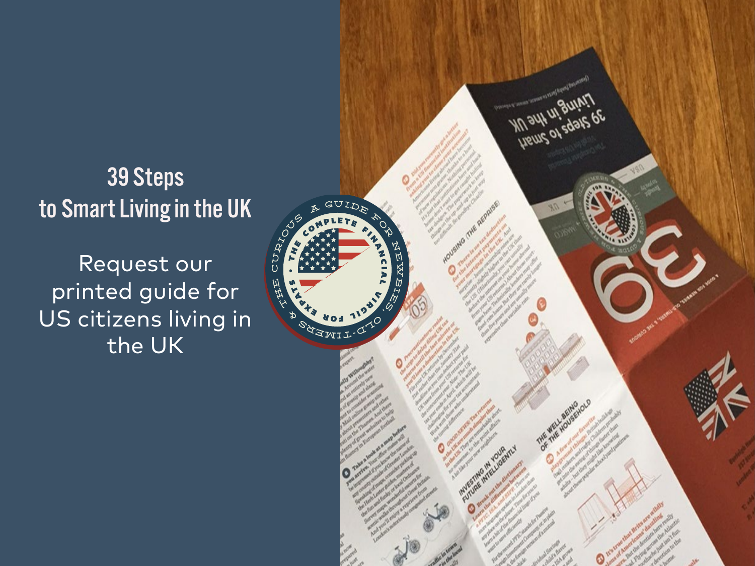# 39 Steps to Smart Living in the UK

Request our printed guide for US citizens living in the UK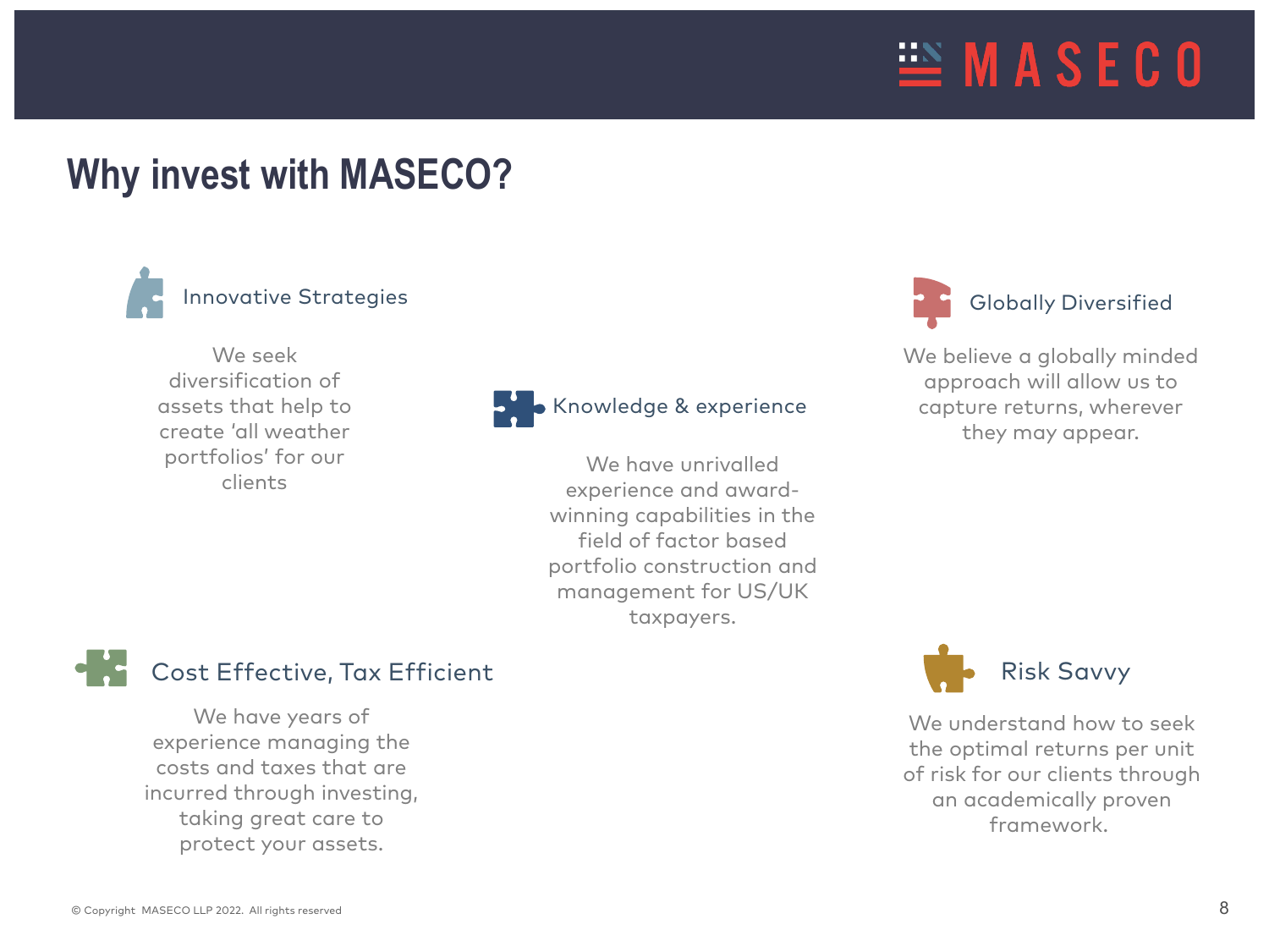# Why invest with MASECO?

### Innovative Strategies

We seek diversification of assets that help to create 'all weather portfolios' for our clients

### Knowledge & experience

We have unrivalled experience and award-winning capabilities in the field of factor based portfolio construction and management for US/UK taxpayers.

### Globally Diversified

We believe a globally minded approach will allow us to capture returns, wherever they may appear.

### Cost Effective, Tax Efficient

We have years of experience managing the costs and taxes that are incurred through investing, taking great care to protect your assets.

### Risk Savvy

We understand how to seek the optimal returns per unit of risk for our clients through an academically proven framework.

© Copyright MASECO LLP 2022. All rights reserved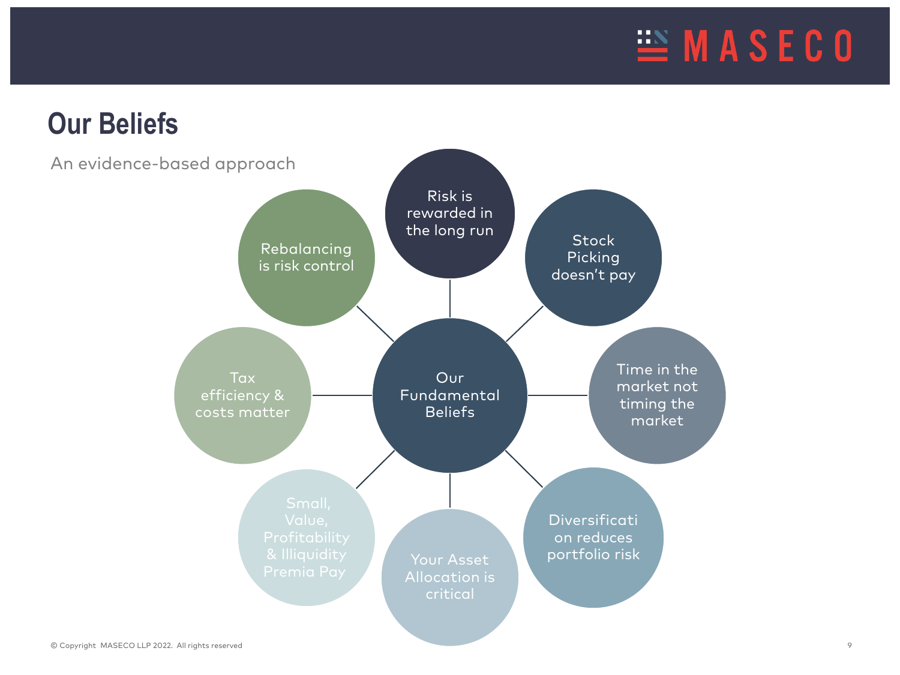# Our Beliefs

An evidence-based approach

**Our Fundamental Beliefs**

- Risk is rewarded in the long run
- Stock Picking doesn't pay
- Time in the market not timing the market
- Diversification reduces portfolio risk
- Your Asset Allocation is critical
- Small, Value, Profitability & Illiquidity Premia Pay
- Tax efficiency & costs matter
- Rebalancing is risk control

© Copyright MASECO LLP 2022. All rights reserved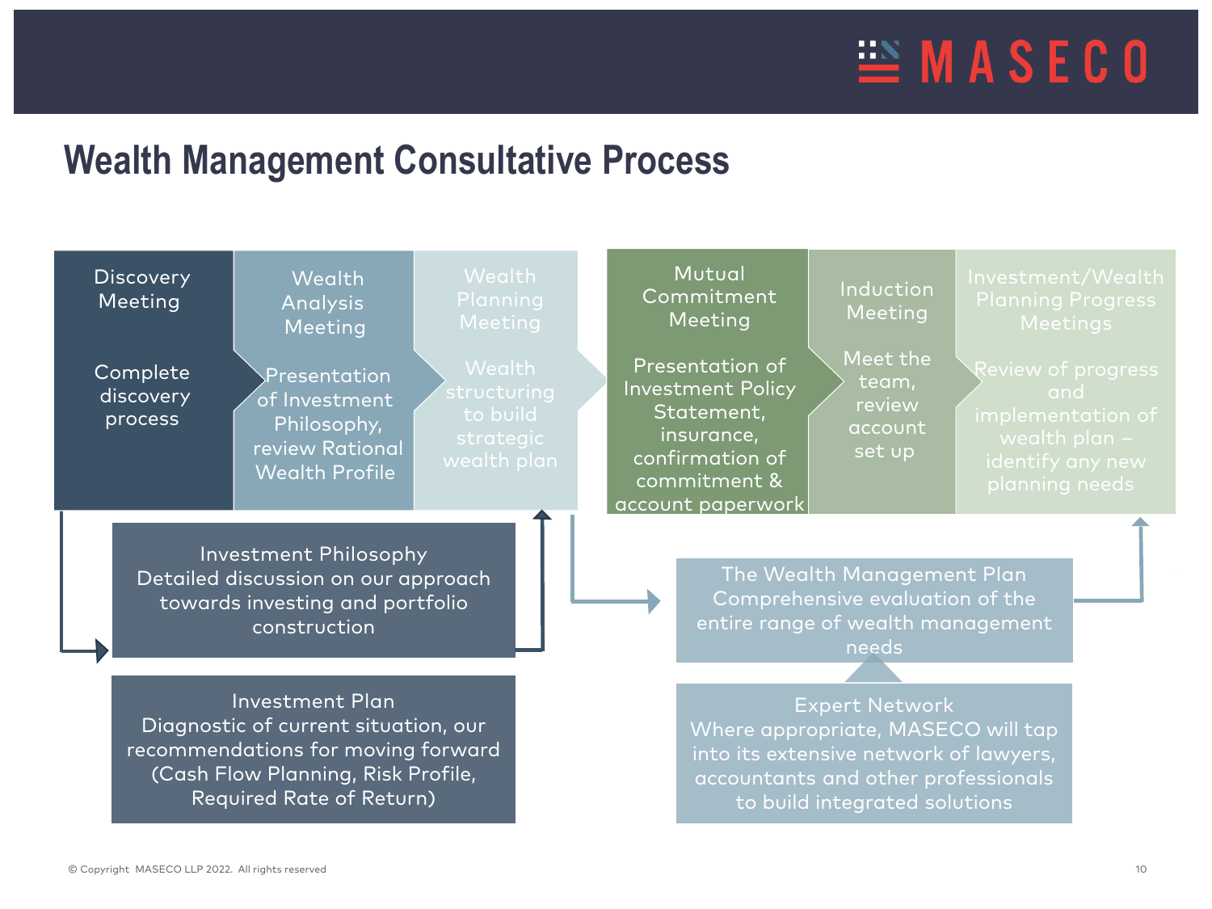# Wealth Management Consultative Process

**Discovery Meeting**
Complete discovery process

**Wealth Analysis Meeting**
Presentation of Investment Philosophy, review Rational Wealth Profile

**Wealth Planning Meeting**
Wealth structuring to build strategic wealth plan

**Mutual Commitment Meeting**
Presentation of Investment Policy Statement, insurance, confirmation of commitment & account paperwork

**Induction Meeting**
Meet the team, review account set up

**Investment/Wealth Planning Progress Meetings**
Review of progress and implementation of wealth plan – identify any new planning needs

**Investment Philosophy**
Detailed discussion on our approach towards investing and portfolio construction

**Investment Plan**
Diagnostic of current situation, our recommendations for moving forward (Cash Flow Planning, Risk Profile, Required Rate of Return)

**The Wealth Management Plan**
Comprehensive evaluation of the entire range of wealth management needs

**Expert Network**
Where appropriate, MASECO will tap into its extensive network of lawyers, accountants and other professionals to build integrated solutions

© Copyright MASECO LLP 2022. All rights reserved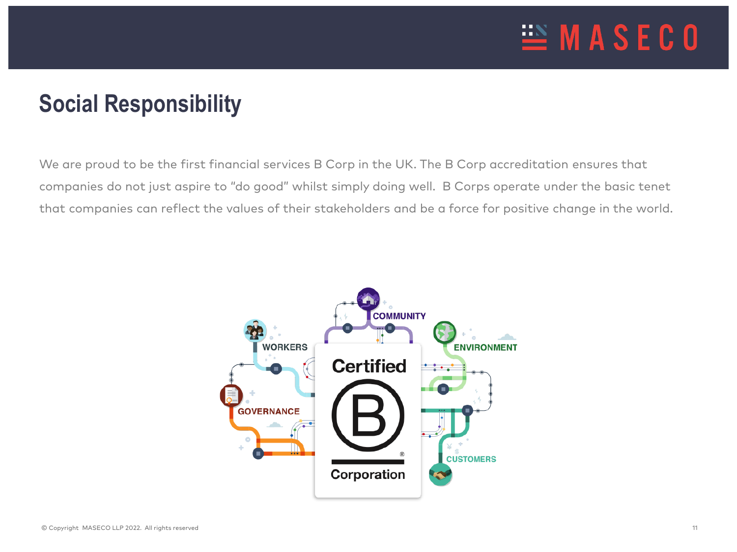## Social Responsibility

We are proud to be the first financial services B Corp in the UK. The B Corp accreditation ensures that companies do not just aspire to "do good" whilst simply doing well. B Corps operate under the basic tenet that companies can reflect the values of their stakeholders and be a force for positive change in the world.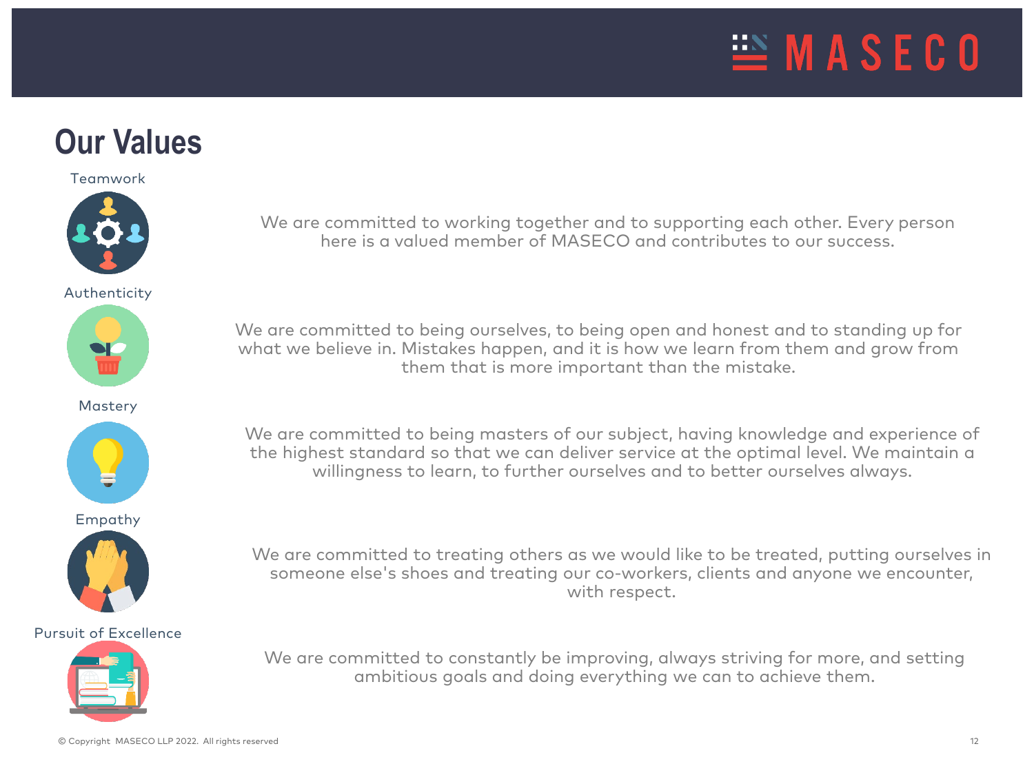# Our Values

### Teamwork

We are committed to working together and to supporting each other. Every person here is a valued member of MASECO and contributes to our success.

### Authenticity

We are committed to being ourselves, to being open and honest and to standing up for what we believe in. Mistakes happen, and it is how we learn from them and grow from them that is more important than the mistake.

### Mastery

We are committed to being masters of our subject, having knowledge and experience of the highest standard so that we can deliver service at the optimal level. We maintain a willingness to learn, to further ourselves and to better ourselves always.

### Empathy

We are committed to treating others as we would like to be treated, putting ourselves in someone else's shoes and treating our co-workers, clients and anyone we encounter, with respect.

### Pursuit of Excellence

We are committed to constantly be improving, always striving for more, and setting ambitious goals and doing everything we can to achieve them.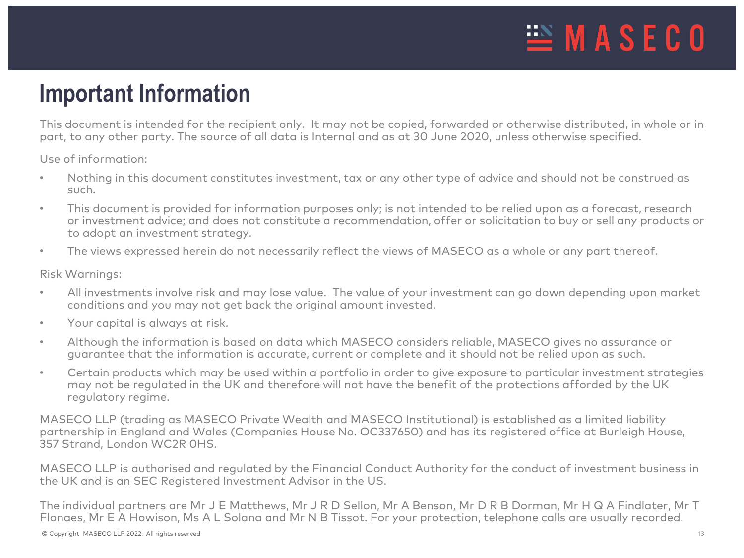# Important Information

This document is intended for the recipient only. It may not be copied, forwarded or otherwise distributed, in whole or in part, to any other party. The source of all data is Internal and as at 30 June 2020, unless otherwise specified.

Use of information:

- Nothing in this document constitutes investment, tax or any other type of advice and should not be construed as such.
- This document is provided for information purposes only; is not intended to be relied upon as a forecast, research or investment advice; and does not constitute a recommendation, offer or solicitation to buy or sell any products or to adopt an investment strategy.
- The views expressed herein do not necessarily reflect the views of MASECO as a whole or any part thereof.

Risk Warnings:

- All investments involve risk and may lose value. The value of your investment can go down depending upon market conditions and you may not get back the original amount invested.
- Your capital is always at risk.
- Although the information is based on data which MASECO considers reliable, MASECO gives no assurance or guarantee that the information is accurate, current or complete and it should not be relied upon as such.
- Certain products which may be used within a portfolio in order to give exposure to particular investment strategies may not be regulated in the UK and therefore will not have the benefit of the protections afforded by the UK regulatory regime.

MASECO LLP (trading as MASECO Private Wealth and MASECO Institutional) is established as a limited liability partnership in England and Wales (Companies House No. OC337650) and has its registered office at Burleigh House, 357 Strand, London WC2R 0HS.

MASECO LLP is authorised and regulated by the Financial Conduct Authority for the conduct of investment business in the UK and is an SEC Registered Investment Advisor in the US.

The individual partners are Mr J E Matthews, Mr J R D Sellon, Mr A Benson, Mr D R B Dorman, Mr H Q A Findlater, Mr T Flonaes, Mr E A Howison, Ms A L Solana and Mr N B Tissot. For your protection, telephone calls are usually recorded.

© Copyright MASECO LLP 2022. All rights reserved